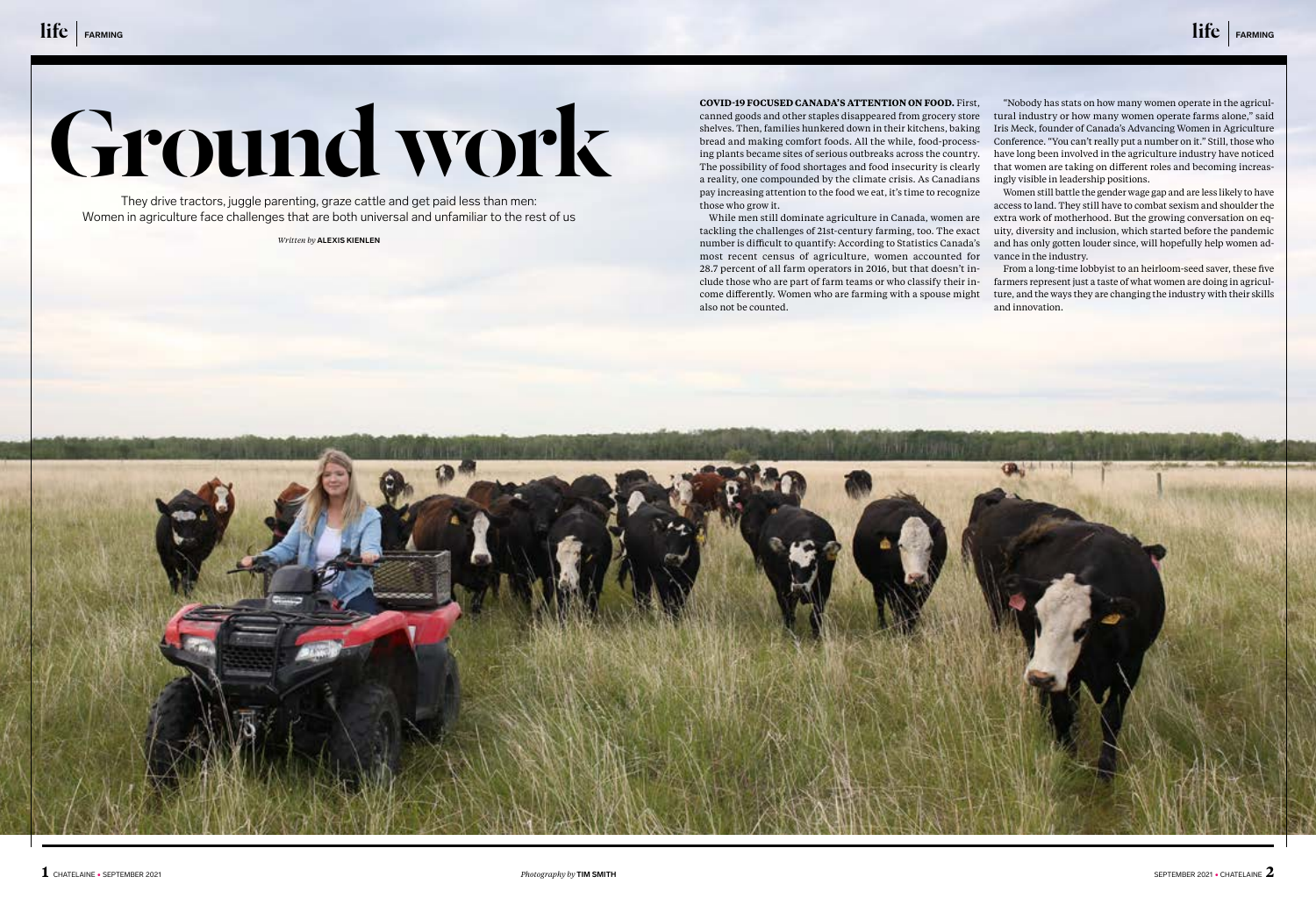# Ground work

They drive tractors, juggle parenting, graze cattle and get paid less than men: Women in agriculture face challenges that are both universal and unfamiliar to the rest of us

*Written by* ALEXIS KIENLEN

**COVID-19 FOCUSED CANADA'S ATTENTION ON FOOD.** First, canned goods and other staples disappeared from grocery store shelves. Then, families hunkered down in their kitchens, baking bread and making comfort foods. All the while, food-processing plants became sites of serious outbreaks across the country. The possibility of food shortages and food insecurity is clearly a reality, one compounded by the climate crisis. As Canadians pay increasing attention to the food we eat, it's time to recognize those who grow it.

While men still dominate agriculture in Canada, women are tackling the challenges of 21st-century farming, too. The exact number is difficult to quantify: According to Statistics Canada's most recent census of agriculture, women accounted for 28.7 percent of all farm operators in 2016, but that doesn't include those who are part of farm teams or who classify their income differently. Women who are farming with a spouse might also not be counted.

"Nobody has stats on how many women operate in the agricultural industry or how many women operate farms alone," said Iris Meck, founder of Canada's Advancing Women in Agriculture Conference. "You can't really put a number on it." Still, those who have long been involved in the agriculture industry have noticed that women are taking on different roles and becoming increasingly visible in leadership positions.

Women still battle the gender wage gap and are less likely to have access to land. They still have to combat sexism and shoulder the extra work of motherhood. But the growing conversation on equity, diversity and inclusion, which started before the pandemic and has only gotten louder since, will hopefully help women advance in the industry.

From a long-time lobbyist to an heirloom-seed saver, these five farmers represent just a taste of what women are doing in agriculture, and the ways they are changing the industry with their skills and innovation.

*Photography by* TIM SMITH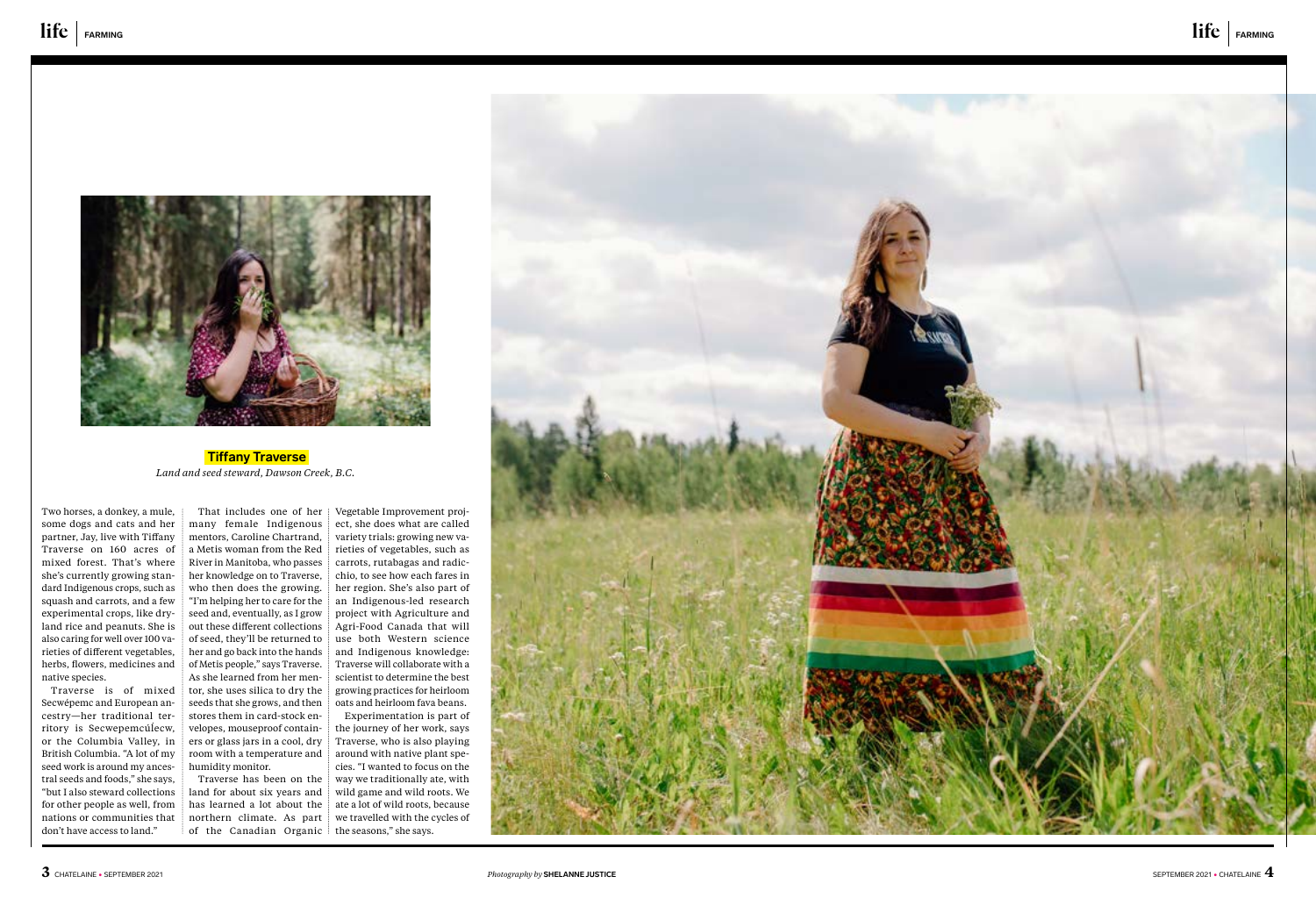**Tiffany Traverse**

*Land and seed steward, Dawson Creek, B.C.*

Two horses, a donkey, a mule, some dogs and cats and her partner, Jay, live with Tiffany Traverse on 160 acres of mixed forest. That's where she's currently growing standard Indigenous crops, such as squash and carrots, and a few experimental crops, like dryland rice and peanuts. She is also caring for well over 100 varieties of different vegetables, herbs, flowers, medicines and native species.

Traverse is of mixed Secwépemc and European ancestry—her traditional territory is Secwepemcúl̓ecw, or the Columbia Valley, in British Columbia. "A lot of my seed work is around my ancestral seeds and foods," she says, "but I also steward collections for other people as well, from nations or communities that don't have access to land."

That includes one of her many female Indigenous mentors, Caroline Chartrand, a Metis woman from the Red River in Manitoba, who passes her knowledge on to Traverse, who then does the growing. "I'm helping her to care for the seed and, eventually, as I grow out these different collections of seed, they'll be returned to her and go back into the hands of Metis people," says Traverse. As she learned from her mentor, she uses silica to dry the seeds that she grows, and then stores them in card-stock envelopes, mouseproof containers or glass jars in a cool, dry room with a temperature and humidity monitor.

Traverse has been on the land for about six years and has learned a lot about the northern climate. As part of the Canadian Organic Vegetable Improvement project, she does what are called variety trials: growing new varieties of vegetables, such as carrots, rutabagas and radicchio, to see how each fares in her region. She's also part of an Indigenous-led research project with Agriculture and Agri-Food Canada that will use both Western science and Indigenous knowledge: Traverse will collaborate with a scientist to determine the best growing practices for heirloom oats and heirloom fava beans.

Experimentation is part of the journey of her work, says Traverse, who is also playing around with native plant species. "I wanted to focus on the way we traditionally ate, with wild game and wild roots. We ate a lot of wild roots, because we travelled with the cycles of the seasons," she says.

*Photography by* **SHELANNE JUSTICE**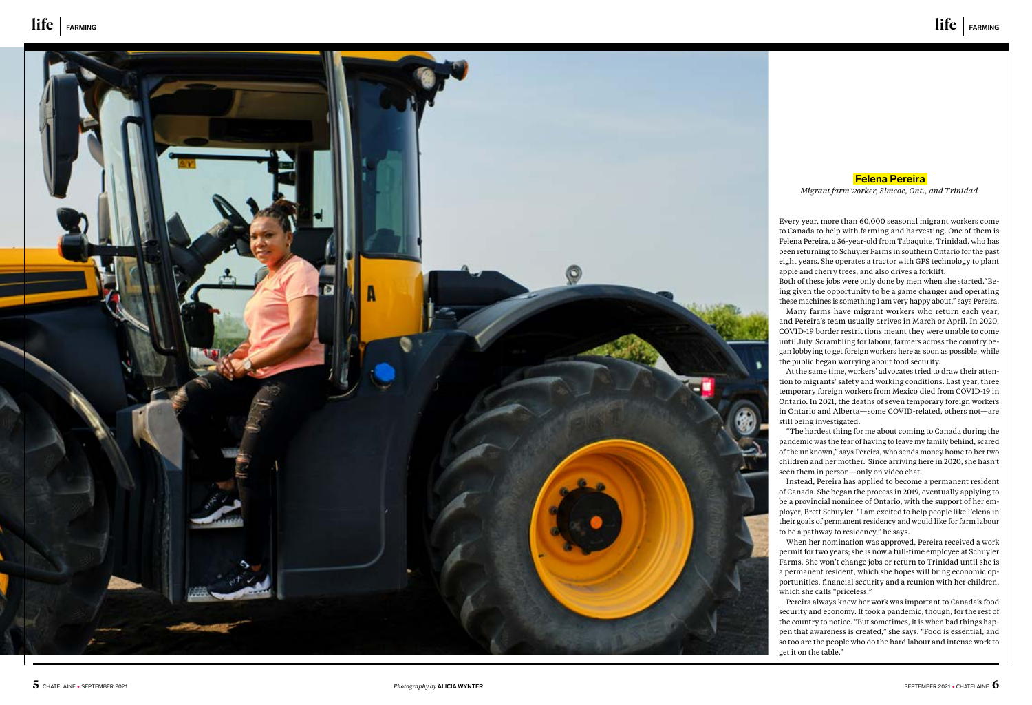## Felena Pereira

*Migrant farm worker, Simcoe, Ont., and Trinidad*

Every year, more than 60,000 seasonal migrant workers come to Canada to help with farming and harvesting. One of them is Felena Pereira, a 36-year-old from Tabaquite, Trinidad, who has been returning to Schuyler Farms in southern Ontario for the past eight years. She operates a tractor with GPS technology to plant apple and cherry trees, and also drives a forklift.

Both of these jobs were only done by men when she started."Being given the opportunity to be a game changer and operating these machines is something I am very happy about," says Pereira.

Many farms have migrant workers who return each year, and Pereira's team usually arrives in March or April. In 2020, COVID-19 border restrictions meant they were unable to come until July. Scrambling for labour, farmers across the country began lobbying to get foreign workers here as soon as possible, while the public began worrying about food security.

At the same time, workers' advocates tried to draw their attention to migrants' safety and working conditions. Last year, three temporary foreign workers from Mexico died from COVID-19 in Ontario. In 2021, the deaths of seven temporary foreign workers in Ontario and Alberta—some COVID-related, others not—are still being investigated.

"The hardest thing for me about coming to Canada during the pandemic was the fear of having to leave my family behind, scared of the unknown," says Pereira, who sends money home to her two children and her mother. Since arriving here in 2020, she hasn't seen them in person—only on video chat.

Instead, Pereira has applied to become a permanent resident of Canada. She began the process in 2019, eventually applying to be a provincial nominee of Ontario, with the support of her employer, Brett Schuyler. "I am excited to help people like Felena in their goals of permanent residency and would like for farm labour to be a pathway to residency," he says.

When her nomination was approved, Pereira received a work permit for two years; she is now a full-time employee at Schuyler Farms. She won't change jobs or return to Trinidad until she is a permanent resident, which she hopes will bring economic opportunities, financial security and a reunion with her children, which she calls "priceless."

Pereira always knew her work was important to Canada's food security and economy. It took a pandemic, though, for the rest of the country to notice. "But sometimes, it is when bad things happen that awareness is created," she says. "Food is essential, and so too are the people who do the hard labour and intense work to get it on the table."

*Photography by* **ALICIA WYNTER**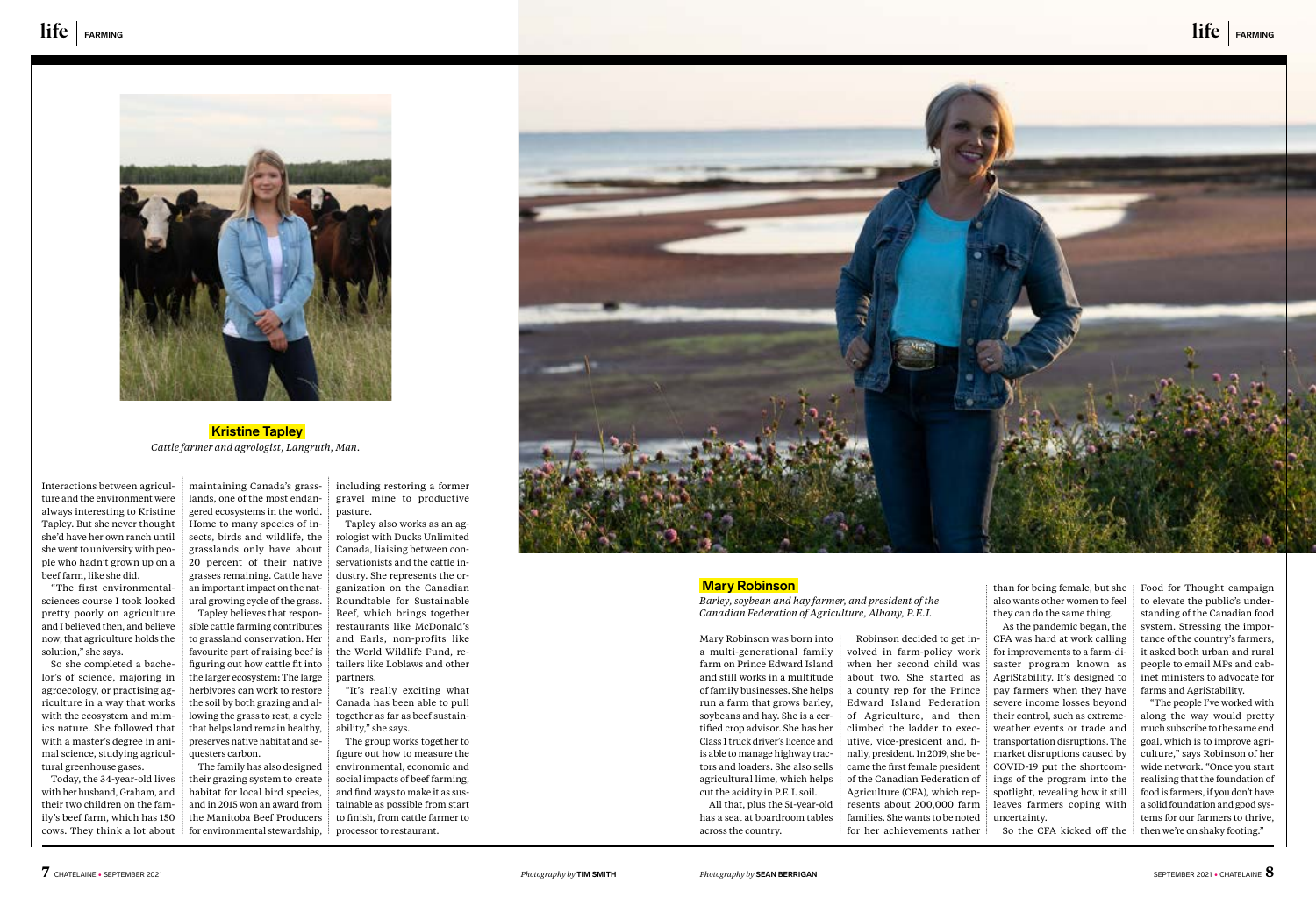## Kristine Tapley

*Cattle farmer and agrologist, Langruth, Man.*

Interactions between agriculture and the environment were always interesting to Kristine Tapley. But she never thought she'd have her own ranch until she went to university with people who hadn't grown up on a beef farm, like she did.

"The first environmental-sciences course I took looked pretty poorly on agriculture and I believed then, and believe now, that agriculture holds the solution," she says.

So she completed a bachelor's of science, majoring in agroecology, or practising agriculture in a way that works with the ecosystem and mimics nature. She followed that with a master's degree in animal science, studying agricultural greenhouse gases.

Today, the 34-year-old lives with her husband, Graham, and their two children on the family's beef farm, which has 150 cows. They think a lot about maintaining Canada's grasslands, one of the most endangered ecosystems in the world. Home to many species of insects, birds and wildlife, the grasslands only have about 20 percent of their native grasses remaining. Cattle have an important impact on the natural growing cycle of the grass.

Tapley believes that responsible cattle farming contributes to grassland conservation. Her favourite part of raising beef is figuring out how cattle fit into the larger ecosystem: The large herbivores can work to restore the soil by both grazing and allowing the grass to rest, a cycle that helps land remain healthy, preserves native habitat and sequesters carbon.

The family has also designed their grazing system to create habitat for local bird species, and in 2015 won an award from the Manitoba Beef Producers for environmental stewardship, including restoring a former gravel mine to productive pasture.

Tapley also works as an agrologist with Ducks Unlimited Canada, liaising between conservationists and the cattle industry. She represents the organization on the Canadian Roundtable for Sustainable Beef, which brings together restaurants like McDonald's and Earls, non-profits like the World Wildlife Fund, retailers like Loblaws and other partners.

"It's really exciting what Canada has been able to pull together as far as beef sustainability," she says.

The group works together to figure out how to measure the environmental, economic and social impacts of beef farming, and find ways to make it as sustainable as possible from start to finish, from cattle farmer to processor to restaurant.

Photography by TIM SMITH

## Mary Robinson

*Barley, soybean and hay farmer, and president of the Canadian Federation of Agriculture, Albany, P.E.I.*

Mary Robinson was born into a multi-generational family farm on Prince Edward Island and still works in a multitude of family businesses. She helps run a farm that grows barley, soybeans and hay. She is a certified crop advisor. She has her Class 1 truck driver's licence and is able to manage highway tractors and loaders. She also sells agricultural lime, which helps cut the acidity in P.E.I. soil.

All that, plus the 51-year-old has a seat at boardroom tables across the country.

Robinson decided to get involved in farm-policy work when her second child was about two. She started as a county rep for the Prince Edward Island Federation of Agriculture, and then climbed the ladder to executive, vice-president and, finally, president. In 2019, she became the first female president of the Canadian Federation of Agriculture (CFA), which represents about 200,000 farm families. She wants to be noted for her achievements rather than for being female, but she also wants other women to feel they can do the same thing.

As the pandemic began, the CFA was hard at work calling for improvements to a farm-disaster program known as AgriStability. It's designed to pay farmers when they have severe income losses beyond their control, such as extreme-weather events or trade and transportation disruptions. The market disruptions caused by COVID-19 put the shortcomings of the program into the spotlight, revealing how it still leaves farmers coping with uncertainty.

So the CFA kicked off the Food for Thought campaign to elevate the public's understanding of the Canadian food system. Stressing the importance of the country's farmers, it asked both urban and rural people to email MPs and cabinet ministers to advocate for farms and AgriStability.

"The people I've worked with along the way would pretty much subscribe to the same end goal, which is to improve agriculture," says Robinson of her wide network. "Once you start realizing that the foundation of food is farmers, if you don't have a solid foundation and good systems for our farmers to thrive, then we're on shaky footing."

Photography by SEAN BERRIGAN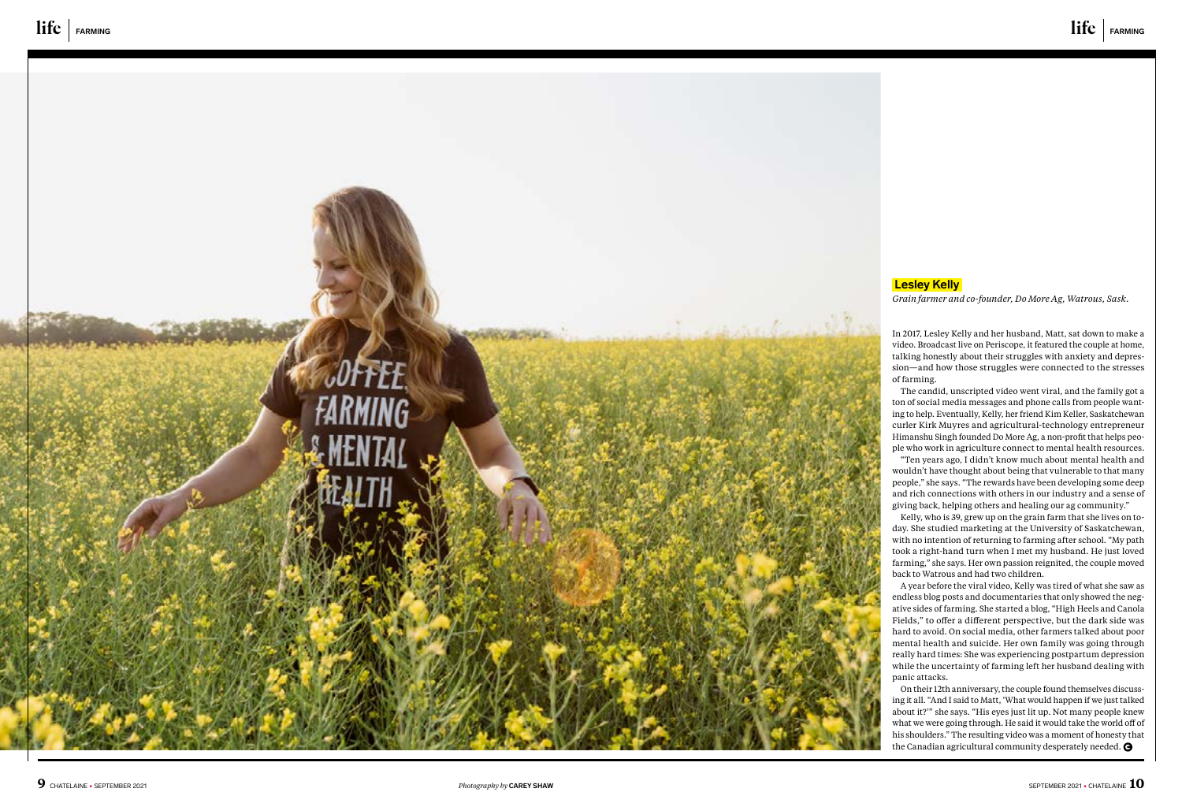## Lesley Kelly

*Grain farmer and co-founder, Do More Ag, Watrous, Sask.*

In 2017, Lesley Kelly and her husband, Matt, sat down to make a video. Broadcast live on Periscope, it featured the couple at home, talking honestly about their struggles with anxiety and depression—and how those struggles were connected to the stresses of farming.

The candid, unscripted video went viral, and the family got a ton of social media messages and phone calls from people wanting to help. Eventually, Kelly, her friend Kim Keller, Saskatchewan curler Kirk Muyres and agricultural-technology entrepreneur Himanshu Singh founded Do More Ag, a non-profit that helps people who work in agriculture connect to mental health resources.

"Ten years ago, I didn't know much about mental health and wouldn't have thought about being that vulnerable to that many people," she says. "The rewards have been developing some deep and rich connections with others in our industry and a sense of giving back, helping others and healing our ag community."

Kelly, who is 39, grew up on the grain farm that she lives on today. She studied marketing at the University of Saskatchewan, with no intention of returning to farming after school. "My path took a right-hand turn when I met my husband. He just loved farming," she says. Her own passion reignited, the couple moved back to Watrous and had two children.

A year before the viral video, Kelly was tired of what she saw as endless blog posts and documentaries that only showed the negative sides of farming. She started a blog, "High Heels and Canola Fields," to offer a different perspective, but the dark side was hard to avoid. On social media, other farmers talked about poor mental health and suicide. Her own family was going through really hard times: She was experiencing postpartum depression while the uncertainty of farming left her husband dealing with panic attacks.

On their 12th anniversary, the couple found themselves discussing it all. "And I said to Matt, 'What would happen if we just talked about it?'" she says. "His eyes just lit up. Not many people knew what we were going through. He said it would take the world off of his shoulders." The resulting video was a moment of honesty that the Canadian agricultural community desperately needed.

*Photography by* **CAREY SHAW**